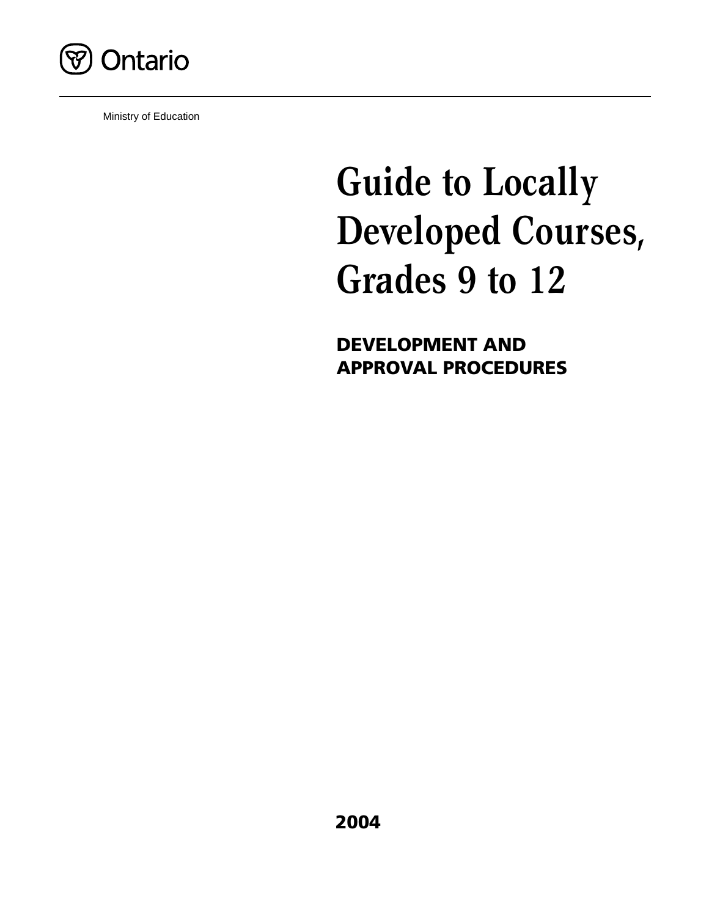Ontario

Ministry of Education

# Guide to Locally Developed Courses, Grades 9 to 12

## DEVELOPMENT AND APPROVAL PROCEDURES

**2004**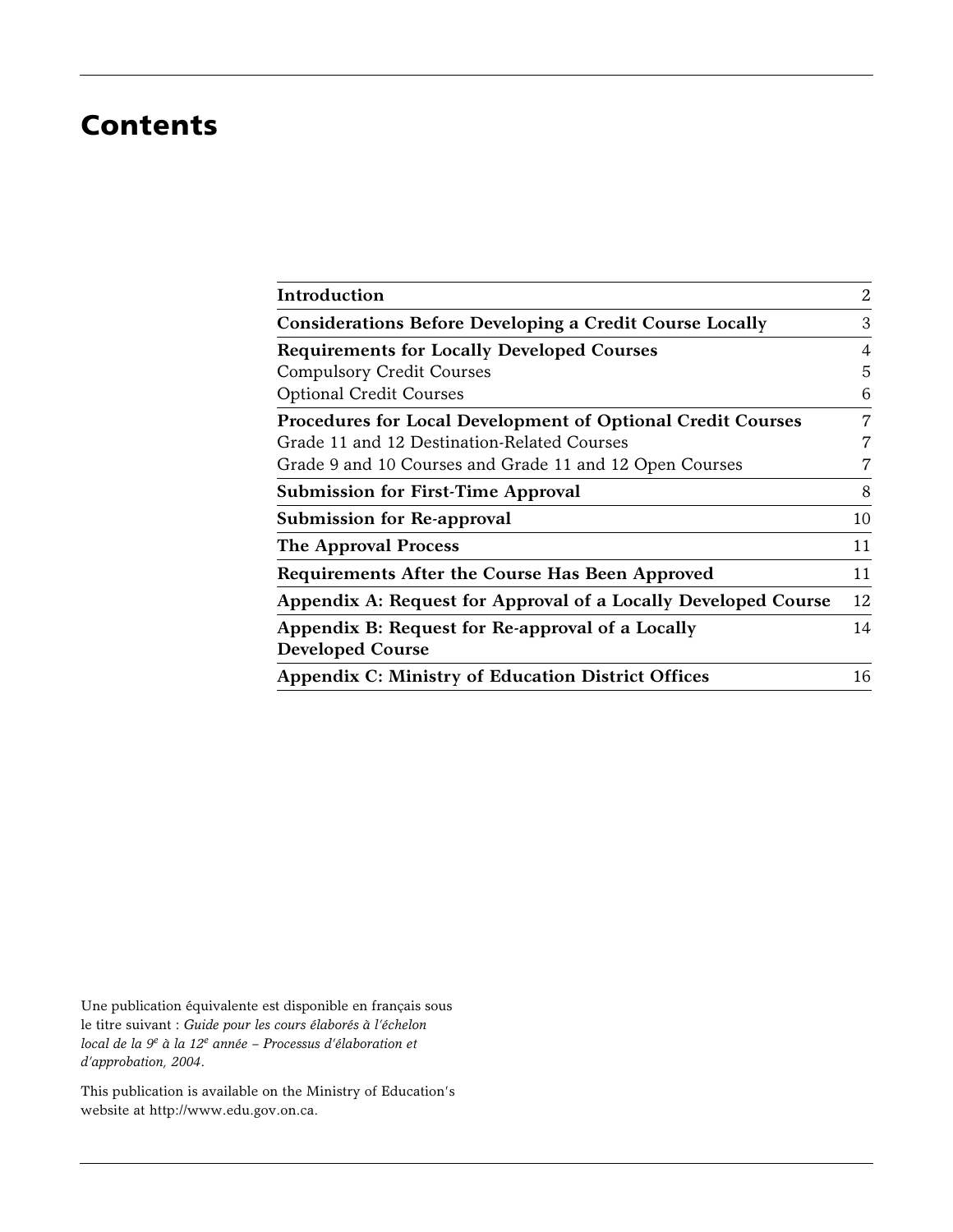# Contents

| | |
|---|---|
| **Introduction** | 2 |
| **Considerations Before Developing a Credit Course Locally** | 3 |
| **Requirements for Locally Developed Courses** | 4 |
| Compulsory Credit Courses | 5 |
| Optional Credit Courses | 6 |
| **Procedures for Local Development of Optional Credit Courses** | 7 |
| Grade 11 and 12 Destination-Related Courses | 7 |
| Grade 9 and 10 Courses and Grade 11 and 12 Open Courses | 7 |
| **Submission for First-Time Approval** | 8 |
| **Submission for Re-approval** | 10 |
| **The Approval Process** | 11 |
| **Requirements After the Course Has Been Approved** | 11 |
| **Appendix A: Request for Approval of a Locally Developed Course** | 12 |
| **Appendix B: Request for Re-approval of a Locally Developed Course** | 14 |
| **Appendix C: Ministry of Education District Offices** | 16 |

Une publication équivalente est disponible en français sous le titre suivant : *Guide pour les cours élaborés à l'échelon local de la 9e à la 12e année – Processus d'élaboration et d'approbation, 2004*.

This publication is available on the Ministry of Education's website at http://www.edu.gov.on.ca.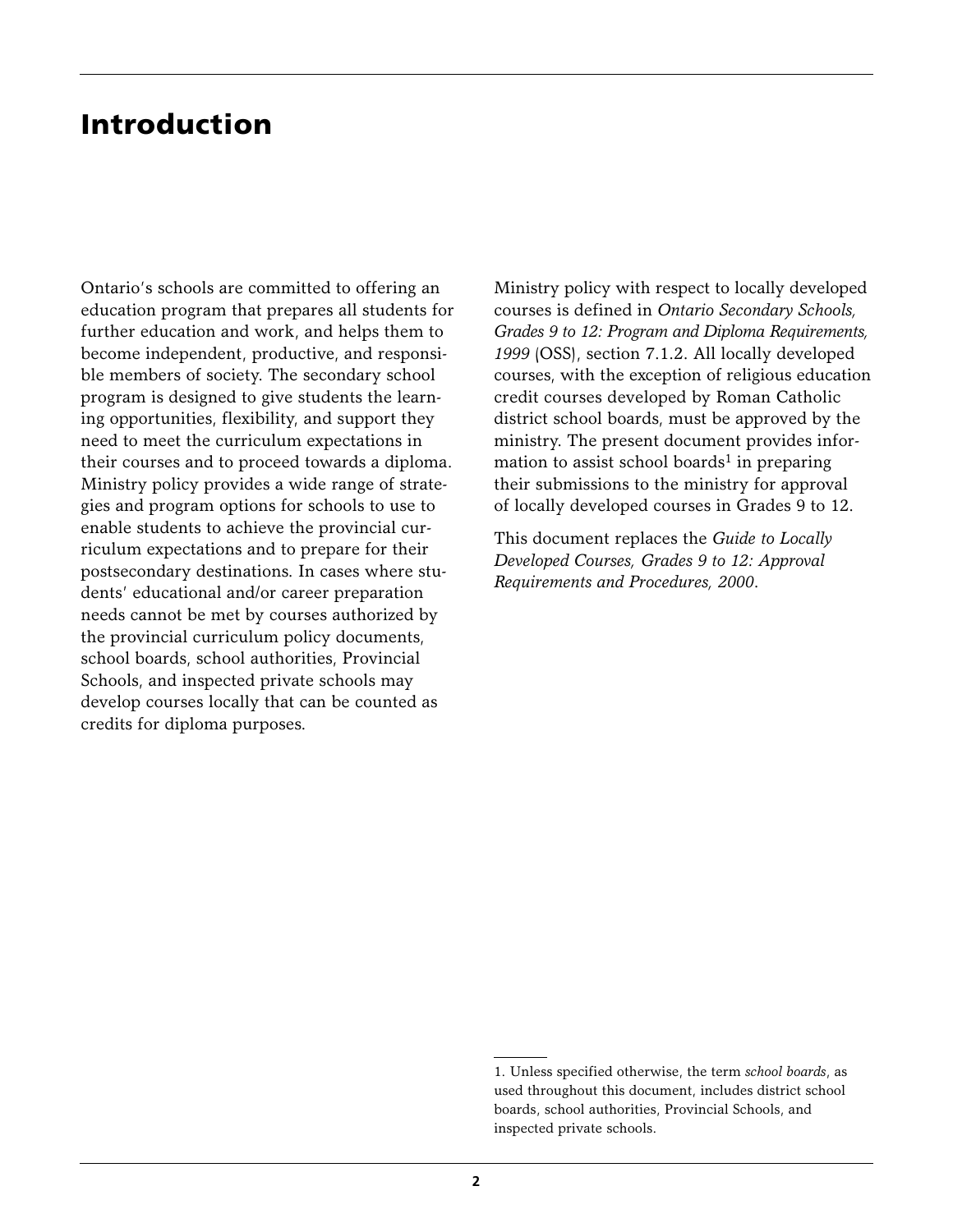# Introduction

Ontario's schools are committed to offering an education program that prepares all students for further education and work, and helps them to become independent, productive, and responsible members of society. The secondary school program is designed to give students the learning opportunities, flexibility, and support they need to meet the curriculum expectations in their courses and to proceed towards a diploma. Ministry policy provides a wide range of strategies and program options for schools to use to enable students to achieve the provincial curriculum expectations and to prepare for their postsecondary destinations. In cases where students' educational and/or career preparation needs cannot be met by courses authorized by the provincial curriculum policy documents, school boards, school authorities, Provincial Schools, and inspected private schools may develop courses locally that can be counted as credits for diploma purposes.

Ministry policy with respect to locally developed courses is defined in *Ontario Secondary Schools, Grades 9 to 12: Program and Diploma Requirements, 1999* (OSS), section 7.1.2. All locally developed courses, with the exception of religious education credit courses developed by Roman Catholic district school boards, must be approved by the ministry. The present document provides information to assist school boards[1] in preparing their submissions to the ministry for approval of locally developed courses in Grades 9 to 12.

This document replaces the *Guide to Locally Developed Courses, Grades 9 to 12: Approval Requirements and Procedures, 2000*.

1. Unless specified otherwise, the term *school boards*, as used throughout this document, includes district school boards, school authorities, Provincial Schools, and inspected private schools.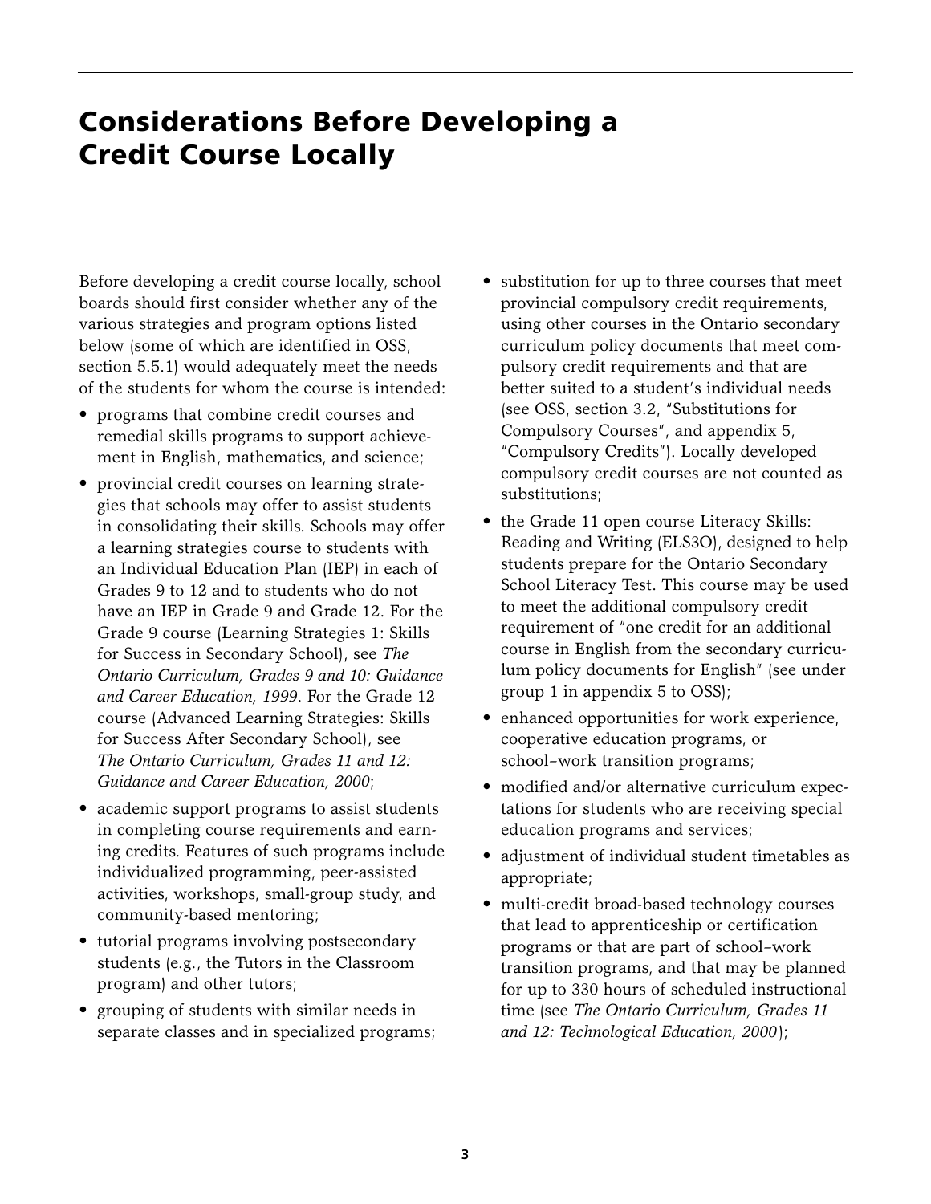# Considerations Before Developing a Credit Course Locally

Before developing a credit course locally, school boards should first consider whether any of the various strategies and program options listed below (some of which are identified in OSS, section 5.5.1) would adequately meet the needs of the students for whom the course is intended:

- programs that combine credit courses and remedial skills programs to support achievement in English, mathematics, and science;
- provincial credit courses on learning strategies that schools may offer to assist students in consolidating their skills. Schools may offer a learning strategies course to students with an Individual Education Plan (IEP) in each of Grades 9 to 12 and to students who do not have an IEP in Grade 9 and Grade 12. For the Grade 9 course (Learning Strategies 1: Skills for Success in Secondary School), see *The Ontario Curriculum, Grades 9 and 10: Guidance and Career Education, 1999*. For the Grade 12 course (Advanced Learning Strategies: Skills for Success After Secondary School), see *The Ontario Curriculum, Grades 11 and 12: Guidance and Career Education, 2000*;
- academic support programs to assist students in completing course requirements and earning credits. Features of such programs include individualized programming, peer-assisted activities, workshops, small-group study, and community-based mentoring;
- tutorial programs involving postsecondary students (e.g., the Tutors in the Classroom program) and other tutors;
- grouping of students with similar needs in separate classes and in specialized programs;
- substitution for up to three courses that meet provincial compulsory credit requirements, using other courses in the Ontario secondary curriculum policy documents that meet compulsory credit requirements and that are better suited to a student's individual needs (see OSS, section 3.2, "Substitutions for Compulsory Courses", and appendix 5, "Compulsory Credits"). Locally developed compulsory credit courses are not counted as substitutions;
- the Grade 11 open course Literacy Skills: Reading and Writing (ELS3O), designed to help students prepare for the Ontario Secondary School Literacy Test. This course may be used to meet the additional compulsory credit requirement of "one credit for an additional course in English from the secondary curriculum policy documents for English" (see under group 1 in appendix 5 to OSS);
- enhanced opportunities for work experience, cooperative education programs, or school–work transition programs;
- modified and/or alternative curriculum expectations for students who are receiving special education programs and services;
- adjustment of individual student timetables as appropriate;
- multi-credit broad-based technology courses that lead to apprenticeship or certification programs or that are part of school–work transition programs, and that may be planned for up to 330 hours of scheduled instructional time (see *The Ontario Curriculum, Grades 11 and 12: Technological Education, 2000*);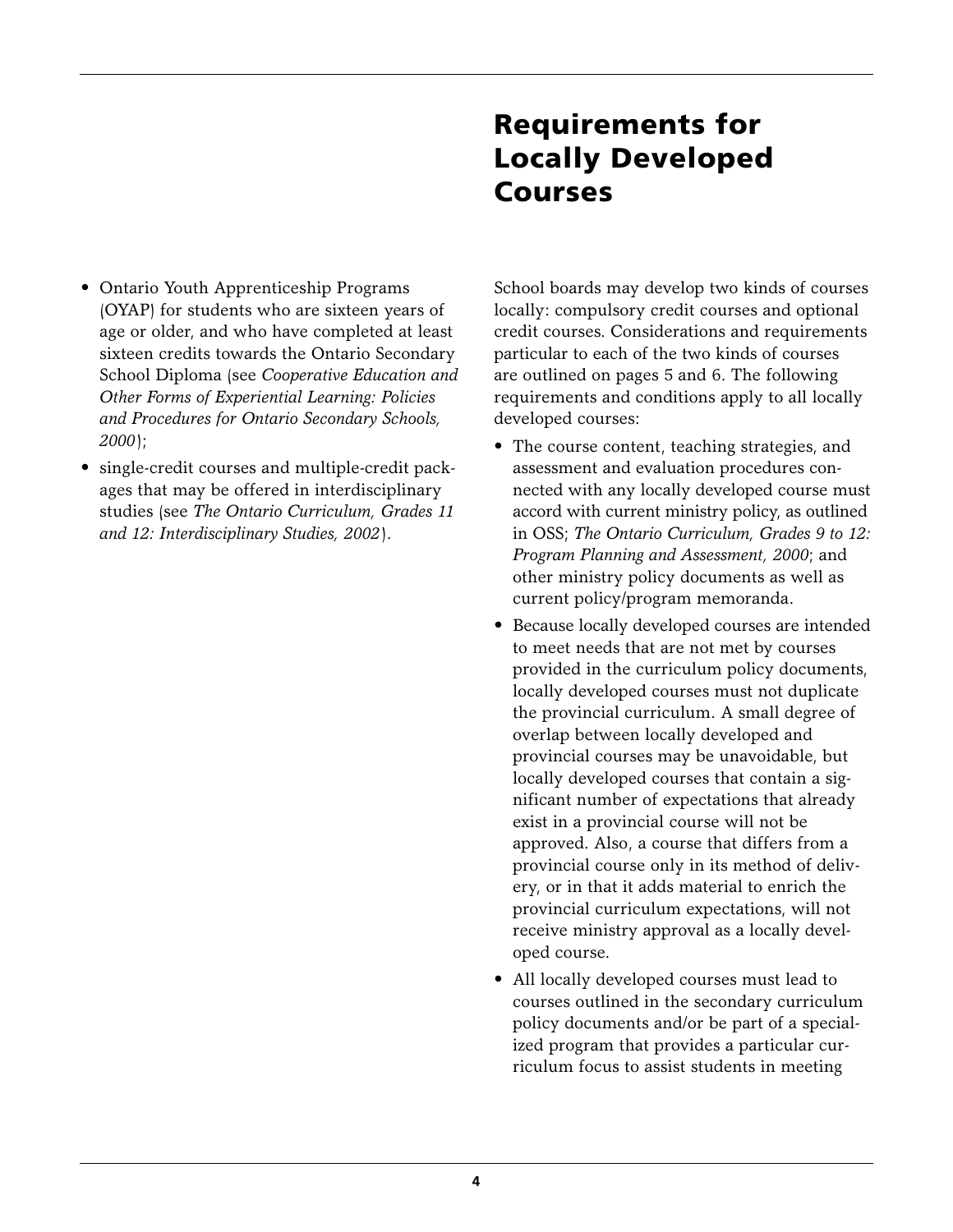- Ontario Youth Apprenticeship Programs (OYAP) for students who are sixteen years of age or older, and who have completed at least sixteen credits towards the Ontario Secondary School Diploma (see *Cooperative Education and Other Forms of Experiential Learning: Policies and Procedures for Ontario Secondary Schools, 2000*);
- single-credit courses and multiple-credit packages that may be offered in interdisciplinary studies (see *The Ontario Curriculum, Grades 11 and 12: Interdisciplinary Studies, 2002*).

# Requirements for Locally Developed Courses

School boards may develop two kinds of courses locally: compulsory credit courses and optional credit courses. Considerations and requirements particular to each of the two kinds of courses are outlined on pages 5 and 6. The following requirements and conditions apply to all locally developed courses:

- The course content, teaching strategies, and assessment and evaluation procedures connected with any locally developed course must accord with current ministry policy, as outlined in OSS; *The Ontario Curriculum, Grades 9 to 12: Program Planning and Assessment, 2000*; and other ministry policy documents as well as current policy/program memoranda.
- Because locally developed courses are intended to meet needs that are not met by courses provided in the curriculum policy documents, locally developed courses must not duplicate the provincial curriculum. A small degree of overlap between locally developed and provincial courses may be unavoidable, but locally developed courses that contain a significant number of expectations that already exist in a provincial course will not be approved. Also, a course that differs from a provincial course only in its method of delivery, or in that it adds material to enrich the provincial curriculum expectations, will not receive ministry approval as a locally developed course.
- All locally developed courses must lead to courses outlined in the secondary curriculum policy documents and/or be part of a specialized program that provides a particular curriculum focus to assist students in meeting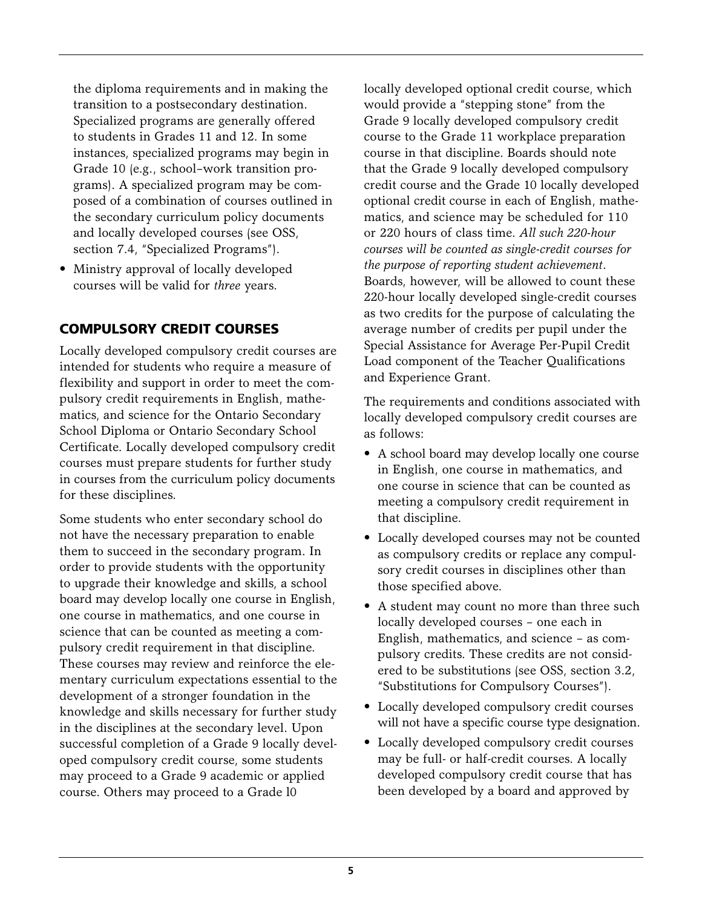the diploma requirements and in making the transition to a postsecondary destination. Specialized programs are generally offered to students in Grades 11 and 12. In some instances, specialized programs may begin in Grade 10 (e.g., school–work transition programs). A specialized program may be composed of a combination of courses outlined in the secondary curriculum policy documents and locally developed courses (see OSS, section 7.4, "Specialized Programs").

- Ministry approval of locally developed courses will be valid for *three* years.

## COMPULSORY CREDIT COURSES

Locally developed compulsory credit courses are intended for students who require a measure of flexibility and support in order to meet the compulsory credit requirements in English, mathematics, and science for the Ontario Secondary School Diploma or Ontario Secondary School Certificate. Locally developed compulsory credit courses must prepare students for further study in courses from the curriculum policy documents for these disciplines.

Some students who enter secondary school do not have the necessary preparation to enable them to succeed in the secondary program. In order to provide students with the opportunity to upgrade their knowledge and skills, a school board may develop locally one course in English, one course in mathematics, and one course in science that can be counted as meeting a compulsory credit requirement in that discipline. These courses may review and reinforce the elementary curriculum expectations essential to the development of a stronger foundation in the knowledge and skills necessary for further study in the disciplines at the secondary level. Upon successful completion of a Grade 9 locally developed compulsory credit course, some students may proceed to a Grade 9 academic or applied course. Others may proceed to a Grade l0 locally developed optional credit course, which would provide a "stepping stone" from the Grade 9 locally developed compulsory credit course to the Grade 11 workplace preparation course in that discipline. Boards should note that the Grade 9 locally developed compulsory credit course and the Grade 10 locally developed optional credit course in each of English, mathematics, and science may be scheduled for 110 or 220 hours of class time. *All such 220-hour courses will be counted as single-credit courses for the purpose of reporting student achievement*. Boards, however, will be allowed to count these 220-hour locally developed single-credit courses as two credits for the purpose of calculating the average number of credits per pupil under the Special Assistance for Average Per-Pupil Credit Load component of the Teacher Qualifications and Experience Grant.

The requirements and conditions associated with locally developed compulsory credit courses are as follows:

- A school board may develop locally one course in English, one course in mathematics, and one course in science that can be counted as meeting a compulsory credit requirement in that discipline.
- Locally developed courses may not be counted as compulsory credits or replace any compulsory credit courses in disciplines other than those specified above.
- A student may count no more than three such locally developed courses – one each in English, mathematics, and science – as compulsory credits. These credits are not considered to be substitutions (see OSS, section 3.2, "Substitutions for Compulsory Courses").
- Locally developed compulsory credit courses will not have a specific course type designation.
- Locally developed compulsory credit courses may be full- or half-credit courses. A locally developed compulsory credit course that has been developed by a board and approved by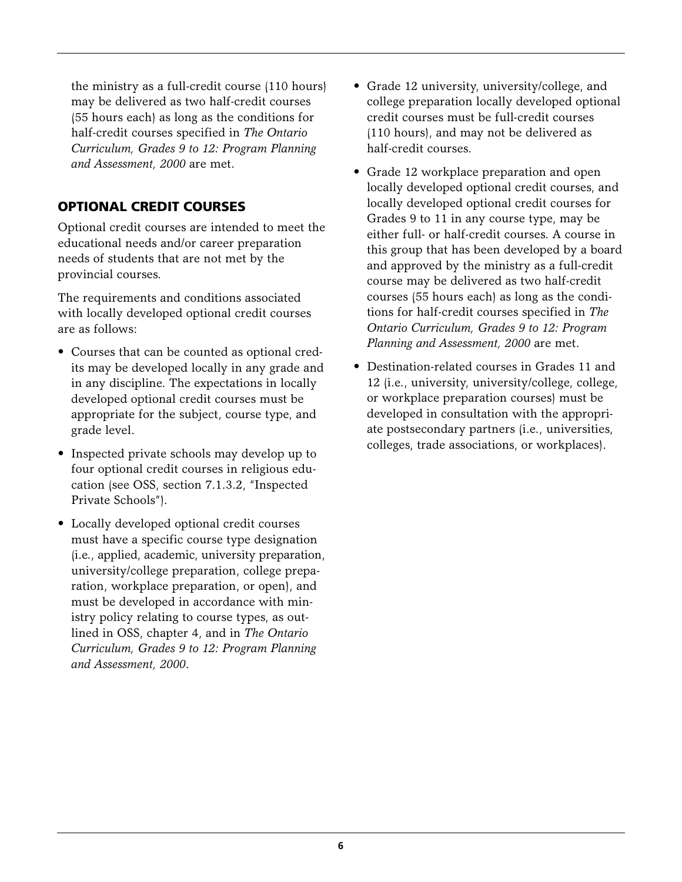the ministry as a full-credit course (110 hours) may be delivered as two half-credit courses (55 hours each) as long as the conditions for half-credit courses specified in *The Ontario Curriculum, Grades 9 to 12: Program Planning and Assessment, 2000* are met.

## OPTIONAL CREDIT COURSES

Optional credit courses are intended to meet the educational needs and/or career preparation needs of students that are not met by the provincial courses.

The requirements and conditions associated with locally developed optional credit courses are as follows:

- Courses that can be counted as optional credits may be developed locally in any grade and in any discipline. The expectations in locally developed optional credit courses must be appropriate for the subject, course type, and grade level.
- Inspected private schools may develop up to four optional credit courses in religious education (see OSS, section 7.1.3.2, "Inspected Private Schools").
- Locally developed optional credit courses must have a specific course type designation (i.e., applied, academic, university preparation, university/college preparation, college preparation, workplace preparation, or open), and must be developed in accordance with ministry policy relating to course types, as outlined in OSS, chapter 4, and in *The Ontario Curriculum, Grades 9 to 12: Program Planning and Assessment, 2000*.
- Grade 12 university, university/college, and college preparation locally developed optional credit courses must be full-credit courses (110 hours), and may not be delivered as half-credit courses.
- Grade 12 workplace preparation and open locally developed optional credit courses, and locally developed optional credit courses for Grades 9 to 11 in any course type, may be either full- or half-credit courses. A course in this group that has been developed by a board and approved by the ministry as a full-credit course may be delivered as two half-credit courses (55 hours each) as long as the conditions for half-credit courses specified in *The Ontario Curriculum, Grades 9 to 12: Program Planning and Assessment, 2000* are met.
- Destination-related courses in Grades 11 and 12 (i.e., university, university/college, college, or workplace preparation courses) must be developed in consultation with the appropriate postsecondary partners (i.e., universities, colleges, trade associations, or workplaces).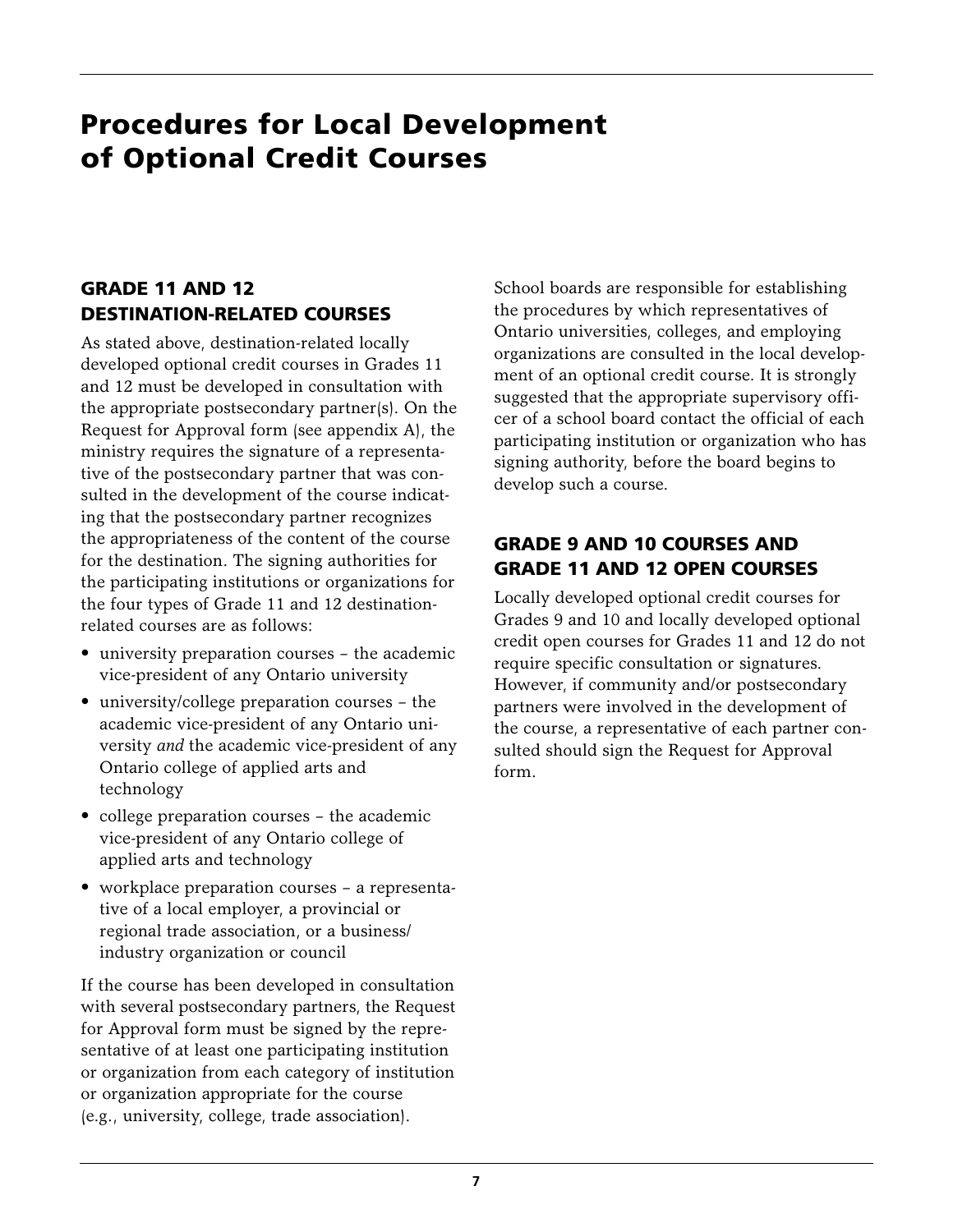# Procedures for Local Development of Optional Credit Courses

## GRADE 11 AND 12 DESTINATION-RELATED COURSES

As stated above, destination-related locally developed optional credit courses in Grades 11 and 12 must be developed in consultation with the appropriate postsecondary partner(s). On the Request for Approval form (see appendix A), the ministry requires the signature of a representative of the postsecondary partner that was consulted in the development of the course indicating that the postsecondary partner recognizes the appropriateness of the content of the course for the destination. The signing authorities for the participating institutions or organizations for the four types of Grade 11 and 12 destination-related courses are as follows:

- university preparation courses – the academic vice-president of any Ontario university
- university/college preparation courses – the academic vice-president of any Ontario university *and* the academic vice-president of any Ontario college of applied arts and technology
- college preparation courses – the academic vice-president of any Ontario college of applied arts and technology
- workplace preparation courses – a representative of a local employer, a provincial or regional trade association, or a business/industry organization or council

If the course has been developed in consultation with several postsecondary partners, the Request for Approval form must be signed by the representative of at least one participating institution or organization from each category of institution or organization appropriate for the course (e.g., university, college, trade association).

School boards are responsible for establishing the procedures by which representatives of Ontario universities, colleges, and employing organizations are consulted in the local development of an optional credit course. It is strongly suggested that the appropriate supervisory officer of a school board contact the official of each participating institution or organization who has signing authority, before the board begins to develop such a course.

## GRADE 9 AND 10 COURSES AND GRADE 11 AND 12 OPEN COURSES

Locally developed optional credit courses for Grades 9 and 10 and locally developed optional credit open courses for Grades 11 and 12 do not require specific consultation or signatures. However, if community and/or postsecondary partners were involved in the development of the course, a representative of each partner consulted should sign the Request for Approval form.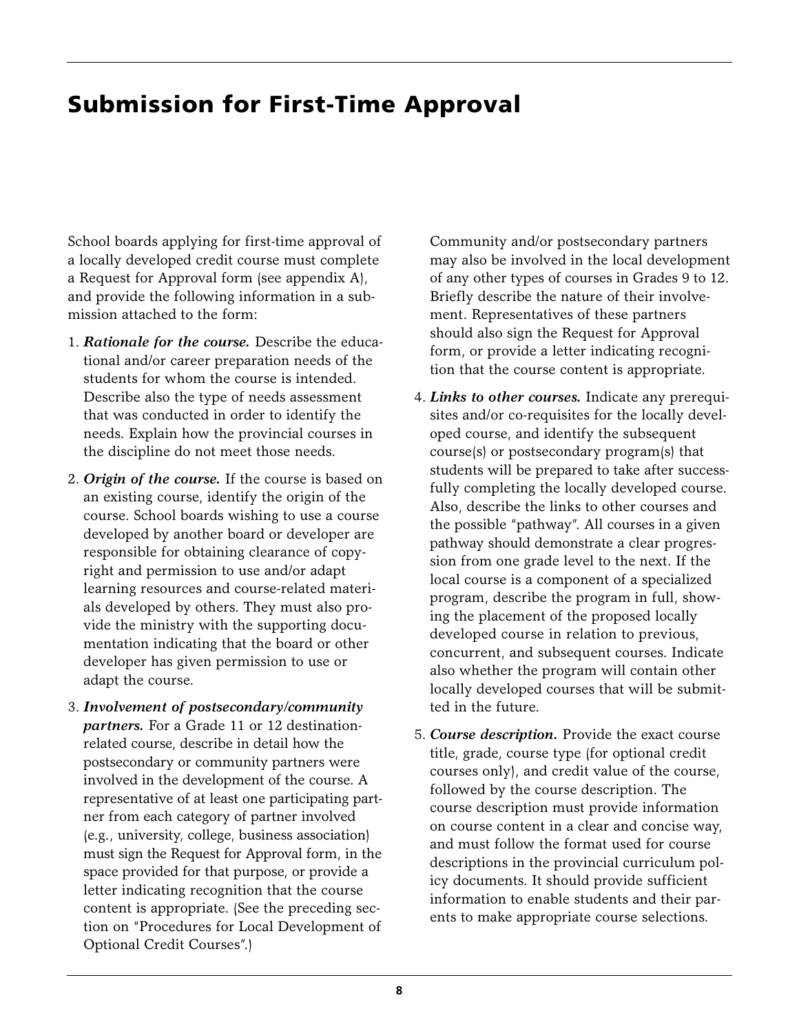# Submission for First-Time Approval

School boards applying for first-time approval of a locally developed credit course must complete a Request for Approval form (see appendix A), and provide the following information in a submission attached to the form:

1. ***Rationale for the course.*** Describe the educational and/or career preparation needs of the students for whom the course is intended. Describe also the type of needs assessment that was conducted in order to identify the needs. Explain how the provincial courses in the discipline do not meet those needs.

2. ***Origin of the course.*** If the course is based on an existing course, identify the origin of the course. School boards wishing to use a course developed by another board or developer are responsible for obtaining clearance of copyright and permission to use and/or adapt learning resources and course-related materials developed by others. They must also provide the ministry with the supporting documentation indicating that the board or other developer has given permission to use or adapt the course.

3. ***Involvement of postsecondary/community partners.*** For a Grade 11 or 12 destination-related course, describe in detail how the postsecondary or community partners were involved in the development of the course. A representative of at least one participating partner from each category of partner involved (e.g., university, college, business association) must sign the Request for Approval form, in the space provided for that purpose, or provide a letter indicating recognition that the course content is appropriate. (See the preceding section on "Procedures for Local Development of Optional Credit Courses".)

   Community and/or postsecondary partners may also be involved in the local development of any other types of courses in Grades 9 to 12. Briefly describe the nature of their involvement. Representatives of these partners should also sign the Request for Approval form, or provide a letter indicating recognition that the course content is appropriate.

4. ***Links to other courses.*** Indicate any prerequisites and/or co-requisites for the locally developed course, and identify the subsequent course(s) or postsecondary program(s) that students will be prepared to take after successfully completing the locally developed course. Also, describe the links to other courses and the possible "pathway". All courses in a given pathway should demonstrate a clear progression from one grade level to the next. If the local course is a component of a specialized program, describe the program in full, showing the placement of the proposed locally developed course in relation to previous, concurrent, and subsequent courses. Indicate also whether the program will contain other locally developed courses that will be submitted in the future.

5. ***Course description.*** Provide the exact course title, grade, course type (for optional credit courses only), and credit value of the course, followed by the course description. The course description must provide information on course content in a clear and concise way, and must follow the format used for course descriptions in the provincial curriculum policy documents. It should provide sufficient information to enable students and their parents to make appropriate course selections.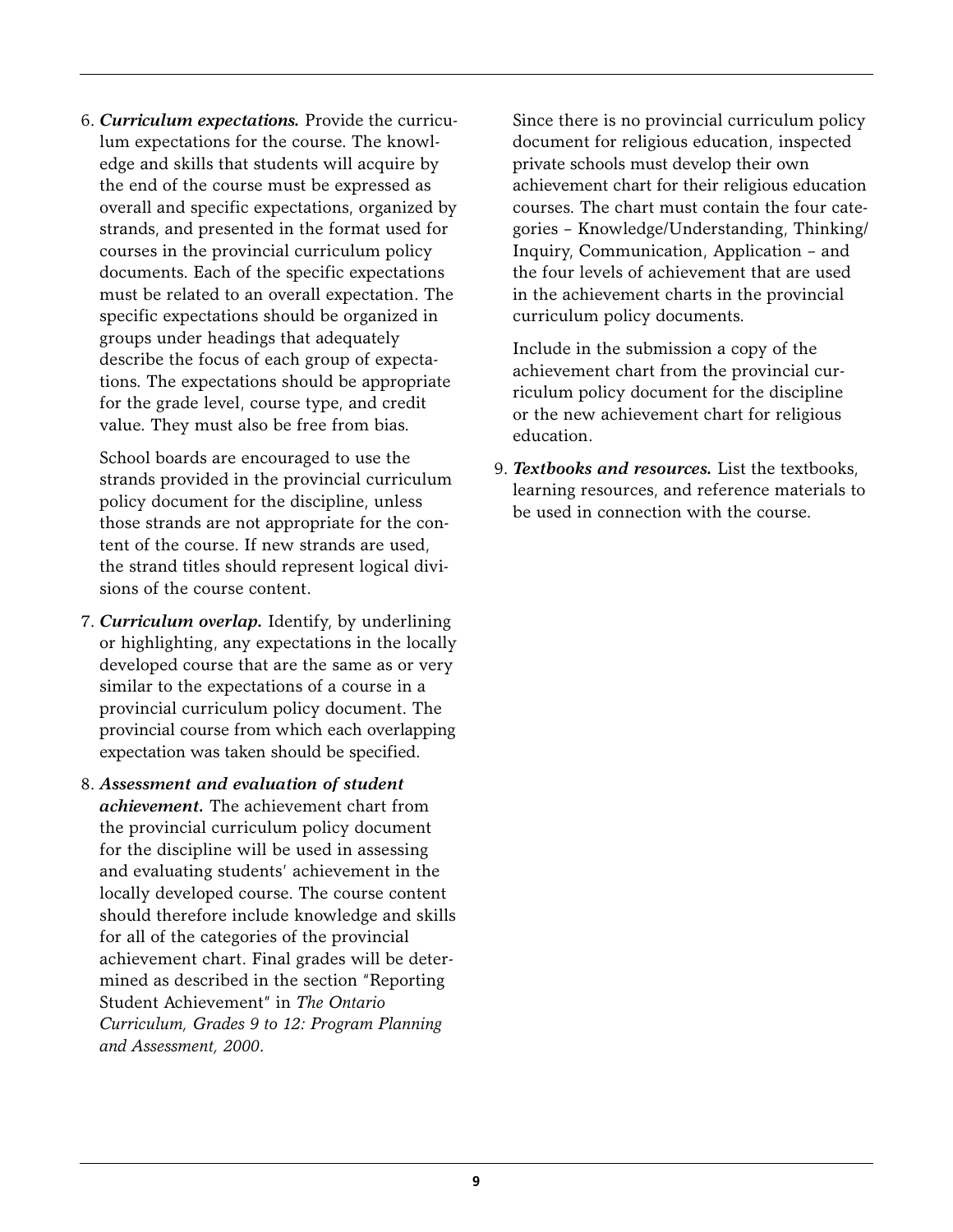6. ***Curriculum expectations.*** Provide the curriculum expectations for the course. The knowledge and skills that students will acquire by the end of the course must be expressed as overall and specific expectations, organized by strands, and presented in the format used for courses in the provincial curriculum policy documents. Each of the specific expectations must be related to an overall expectation. The specific expectations should be organized in groups under headings that adequately describe the focus of each group of expectations. The expectations should be appropriate for the grade level, course type, and credit value. They must also be free from bias.

   School boards are encouraged to use the strands provided in the provincial curriculum policy document for the discipline, unless those strands are not appropriate for the content of the course. If new strands are used, the strand titles should represent logical divisions of the course content.

7. ***Curriculum overlap.*** Identify, by underlining or highlighting, any expectations in the locally developed course that are the same as or very similar to the expectations of a course in a provincial curriculum policy document. The provincial course from which each overlapping expectation was taken should be specified.

8. ***Assessment and evaluation of student achievement.*** The achievement chart from the provincial curriculum policy document for the discipline will be used in assessing and evaluating students' achievement in the locally developed course. The course content should therefore include knowledge and skills for all of the categories of the provincial achievement chart. Final grades will be determined as described in the section "Reporting Student Achievement" in *The Ontario Curriculum, Grades 9 to 12: Program Planning and Assessment, 2000*.

   Since there is no provincial curriculum policy document for religious education, inspected private schools must develop their own achievement chart for their religious education courses. The chart must contain the four categories – Knowledge/Understanding, Thinking/Inquiry, Communication, Application – and the four levels of achievement that are used in the achievement charts in the provincial curriculum policy documents.

   Include in the submission a copy of the achievement chart from the provincial curriculum policy document for the discipline or the new achievement chart for religious education.

9. ***Textbooks and resources.*** List the textbooks, learning resources, and reference materials to be used in connection with the course.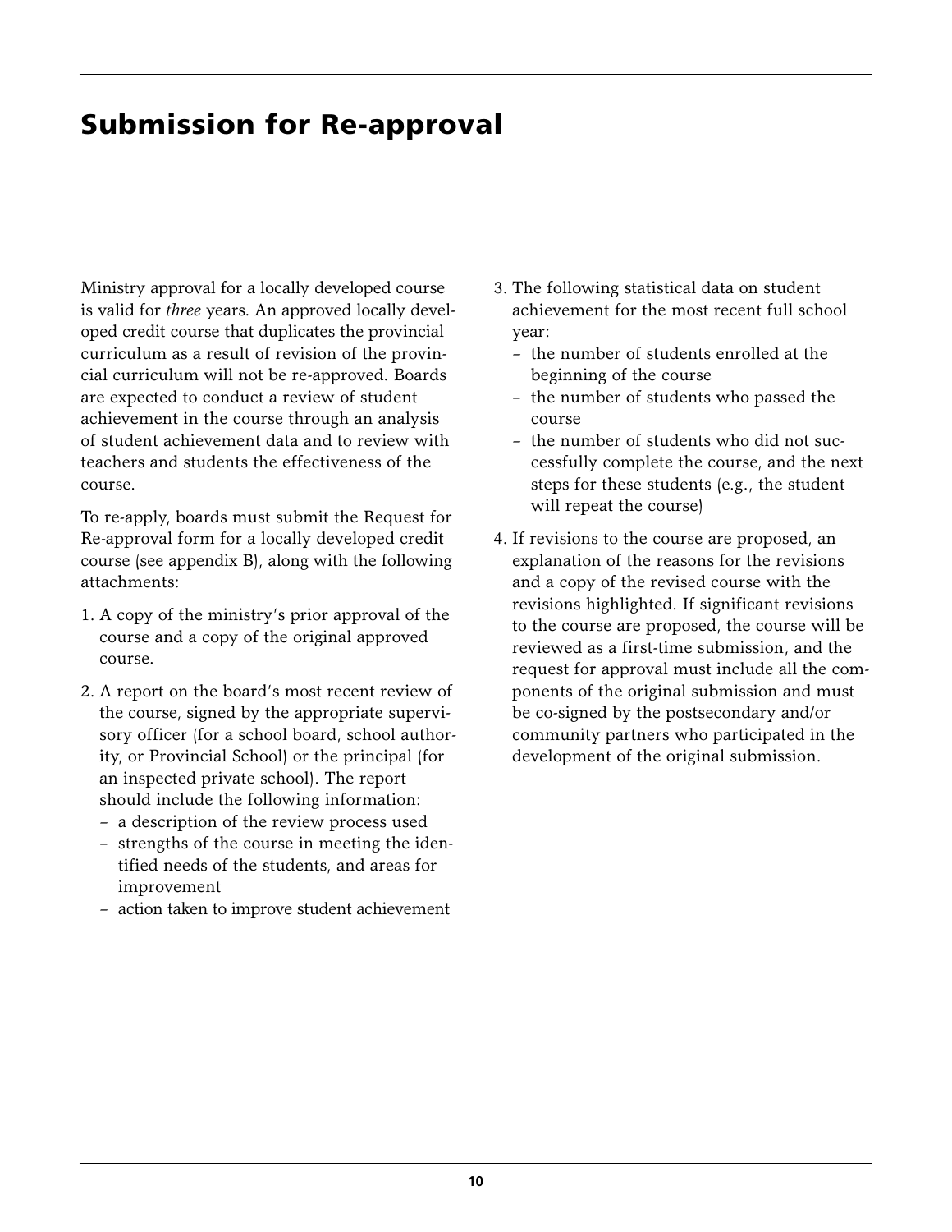# Submission for Re-approval

Ministry approval for a locally developed course is valid for *three* years. An approved locally developed credit course that duplicates the provincial curriculum as a result of revision of the provincial curriculum will not be re-approved. Boards are expected to conduct a review of student achievement in the course through an analysis of student achievement data and to review with teachers and students the effectiveness of the course.

To re-apply, boards must submit the Request for Re-approval form for a locally developed credit course (see appendix B), along with the following attachments:

1. A copy of the ministry's prior approval of the course and a copy of the original approved course.
2. A report on the board's most recent review of the course, signed by the appropriate supervisory officer (for a school board, school authority, or Provincial School) or the principal (for an inspected private school). The report should include the following information:
   - a description of the review process used
   - strengths of the course in meeting the identified needs of the students, and areas for improvement
   - action taken to improve student achievement
3. The following statistical data on student achievement for the most recent full school year:
   - the number of students enrolled at the beginning of the course
   - the number of students who passed the course
   - the number of students who did not successfully complete the course, and the next steps for these students (e.g., the student will repeat the course)
4. If revisions to the course are proposed, an explanation of the reasons for the revisions and a copy of the revised course with the revisions highlighted. If significant revisions to the course are proposed, the course will be reviewed as a first-time submission, and the request for approval must include all the components of the original submission and must be co-signed by the postsecondary and/or community partners who participated in the development of the original submission.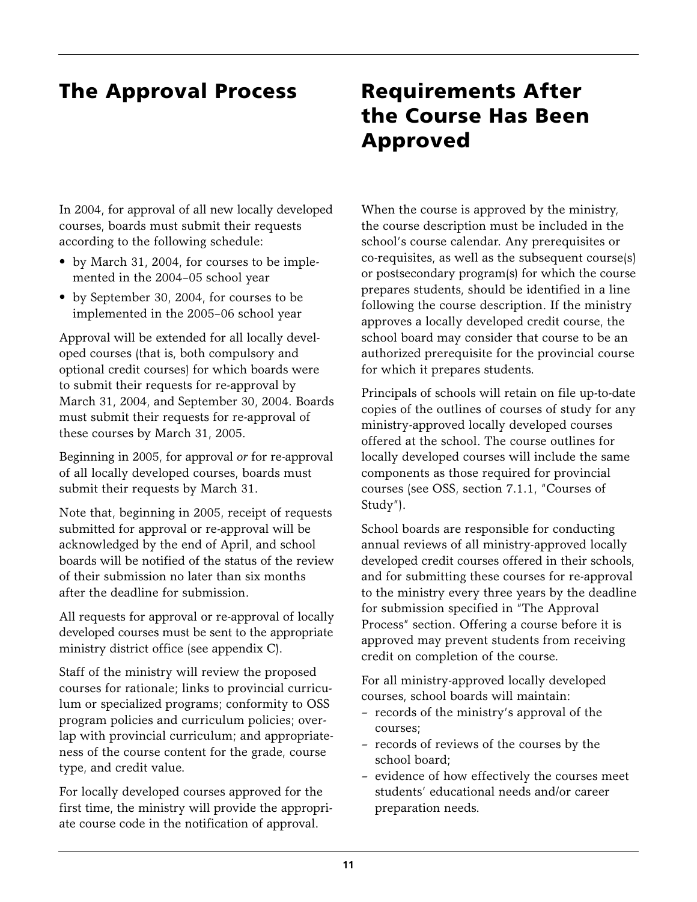## The Approval Process

In 2004, for approval of all new locally developed courses, boards must submit their requests according to the following schedule:

- by March 31, 2004, for courses to be implemented in the 2004–05 school year
- by September 30, 2004, for courses to be implemented in the 2005–06 school year

Approval will be extended for all locally developed courses (that is, both compulsory and optional credit courses) for which boards were to submit their requests for re-approval by March 31, 2004, and September 30, 2004. Boards must submit their requests for re-approval of these courses by March 31, 2005.

Beginning in 2005, for approval *or* for re-approval of all locally developed courses, boards must submit their requests by March 31.

Note that, beginning in 2005, receipt of requests submitted for approval or re-approval will be acknowledged by the end of April, and school boards will be notified of the status of the review of their submission no later than six months after the deadline for submission.

All requests for approval or re-approval of locally developed courses must be sent to the appropriate ministry district office (see appendix C).

Staff of the ministry will review the proposed courses for rationale; links to provincial curriculum or specialized programs; conformity to OSS program policies and curriculum policies; overlap with provincial curriculum; and appropriateness of the course content for the grade, course type, and credit value.

For locally developed courses approved for the first time, the ministry will provide the appropriate course code in the notification of approval.

## Requirements After the Course Has Been Approved

When the course is approved by the ministry, the course description must be included in the school's course calendar. Any prerequisites or co-requisites, as well as the subsequent course(s) or postsecondary program(s) for which the course prepares students, should be identified in a line following the course description. If the ministry approves a locally developed credit course, the school board may consider that course to be an authorized prerequisite for the provincial course for which it prepares students.

Principals of schools will retain on file up-to-date copies of the outlines of courses of study for any ministry-approved locally developed courses offered at the school. The course outlines for locally developed courses will include the same components as those required for provincial courses (see OSS, section 7.1.1, "Courses of Study").

School boards are responsible for conducting annual reviews of all ministry-approved locally developed credit courses offered in their schools, and for submitting these courses for re-approval to the ministry every three years by the deadline for submission specified in "The Approval Process" section. Offering a course before it is approved may prevent students from receiving credit on completion of the course.

For all ministry-approved locally developed courses, school boards will maintain:

- records of the ministry's approval of the courses;
- records of reviews of the courses by the school board;
- evidence of how effectively the courses meet students' educational needs and/or career preparation needs.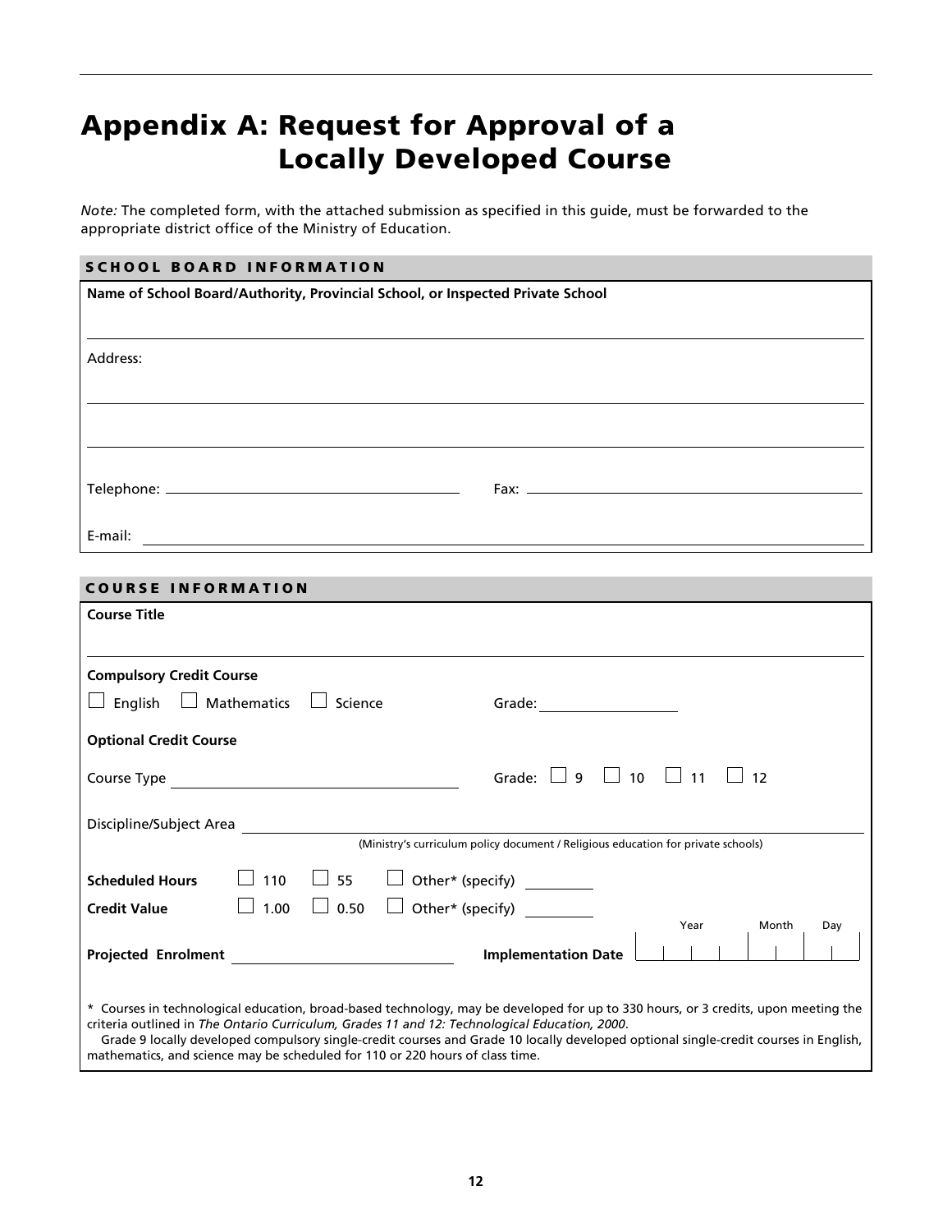# Appendix A: Request for Approval of a Locally Developed Course

*Note:* The completed form, with the attached submission as specified in this guide, must be forwarded to the appropriate district office of the Ministry of Education.

## SCHOOL BOARD INFORMATION

**Name of School Board/Authority, Provincial School, or Inspected Private School**

Address:

Telephone: Fax:

E-mail:

## COURSE INFORMATION

**Course Title**

**Compulsory Credit Course**

☐ English ☐ Mathematics ☐ Science Grade:

**Optional Credit Course**

Course Type Grade: ☐ 9 ☐ 10 ☐ 11 ☐ 12

Discipline/Subject Area

(Ministry's curriculum policy document / Religious education for private schools)

**Scheduled Hours** ☐ 110 ☐ 55 ☐ Other* (specify)

**Credit Value** ☐ 1.00 ☐ 0.50 ☐ Other* (specify)

**Projected Enrolment** **Implementation Date** Year Month Day

\* Courses in technological education, broad-based technology, may be developed for up to 330 hours, or 3 credits, upon meeting the criteria outlined in *The Ontario Curriculum, Grades 11 and 12: Technological Education, 2000*.

Grade 9 locally developed compulsory single-credit courses and Grade 10 locally developed optional single-credit courses in English, mathematics, and science may be scheduled for 110 or 220 hours of class time.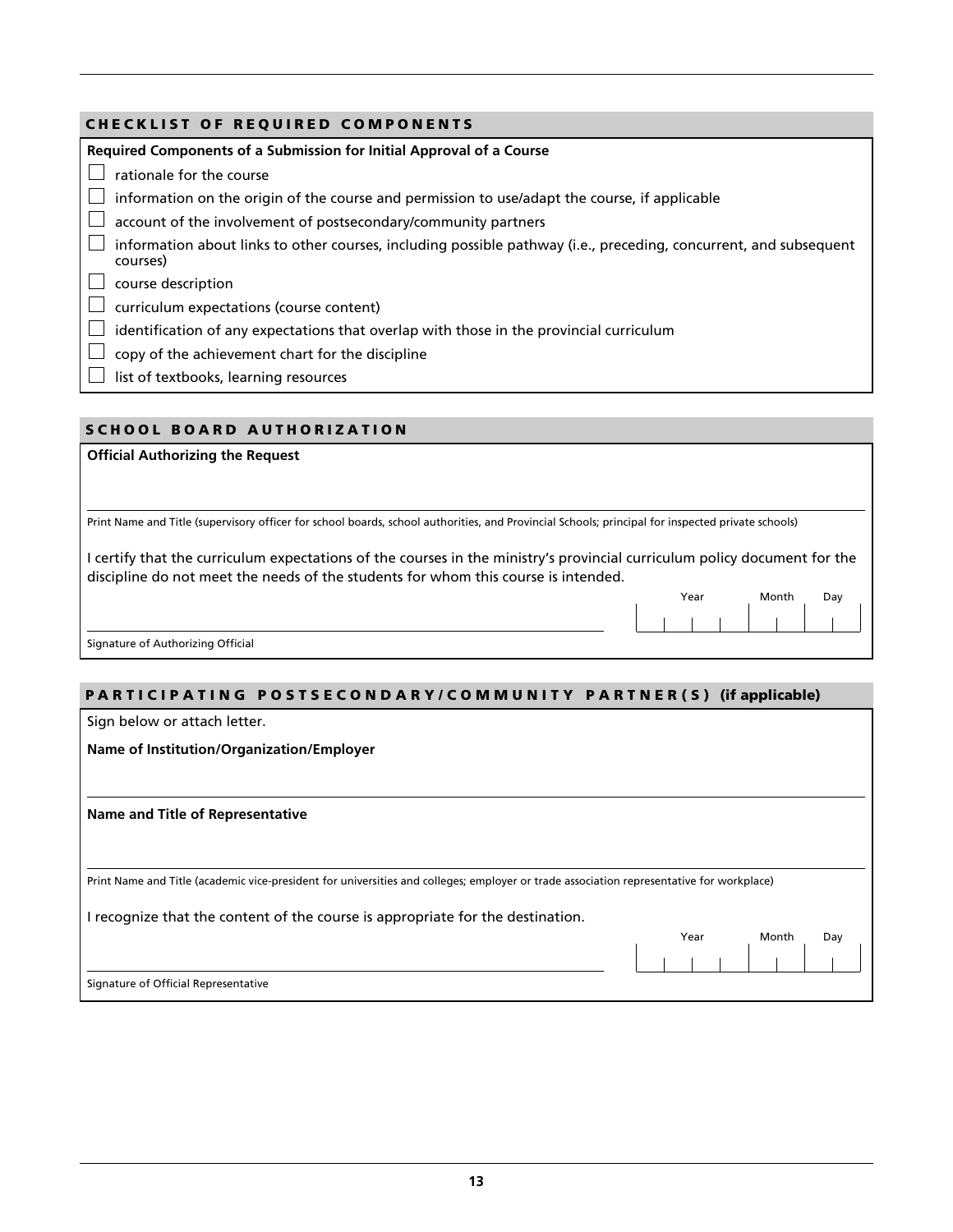## CHECKLIST OF REQUIRED COMPONENTS

**Required Components of a Submission for Initial Approval of a Course**

- ☐ rationale for the course
- ☐ information on the origin of the course and permission to use/adapt the course, if applicable
- ☐ account of the involvement of postsecondary/community partners
- ☐ information about links to other courses, including possible pathway (i.e., preceding, concurrent, and subsequent courses)
- ☐ course description
- ☐ curriculum expectations (course content)
- ☐ identification of any expectations that overlap with those in the provincial curriculum
- ☐ copy of the achievement chart for the discipline
- ☐ list of textbooks, learning resources

## SCHOOL BOARD AUTHORIZATION

**Official Authorizing the Request**

\_\_\_\_\_\_\_\_\_\_\_\_\_\_\_\_\_\_\_\_\_\_\_\_\_\_\_\_\_\_\_\_\_\_\_\_\_\_\_\_\_\_\_\_\_\_\_\_\_\_\_\_\_\_\_\_

Print Name and Title (supervisory officer for school boards, school authorities, and Provincial Schools; principal for inspected private schools)

I certify that the curriculum expectations of the courses in the ministry's provincial curriculum policy document for the discipline do not meet the needs of the students for whom this course is intended.

\_\_\_\_\_\_\_\_\_\_\_\_\_\_\_\_\_\_\_\_\_\_\_\_\_\_\_\_\_\_\_\_\_\_\_\_\_\_\_\_ Year | | | | Month | | Day | |

Signature of Authorizing Official

## PARTICIPATING POSTSECONDARY/COMMUNITY PARTNER(S) (if applicable)

Sign below or attach letter.

**Name of Institution/Organization/Employer**

\_\_\_\_\_\_\_\_\_\_\_\_\_\_\_\_\_\_\_\_\_\_\_\_\_\_\_\_\_\_\_\_\_\_\_\_\_\_\_\_\_\_\_\_\_\_\_\_\_\_\_\_\_\_\_\_

**Name and Title of Representative**

\_\_\_\_\_\_\_\_\_\_\_\_\_\_\_\_\_\_\_\_\_\_\_\_\_\_\_\_\_\_\_\_\_\_\_\_\_\_\_\_\_\_\_\_\_\_\_\_\_\_\_\_\_\_\_\_

Print Name and Title (academic vice-president for universities and colleges; employer or trade association representative for workplace)

I recognize that the content of the course is appropriate for the destination.

\_\_\_\_\_\_\_\_\_\_\_\_\_\_\_\_\_\_\_\_\_\_\_\_\_\_\_\_\_\_\_\_\_\_\_\_\_\_\_\_ Year | | | | Month | | Day | |

Signature of Official Representative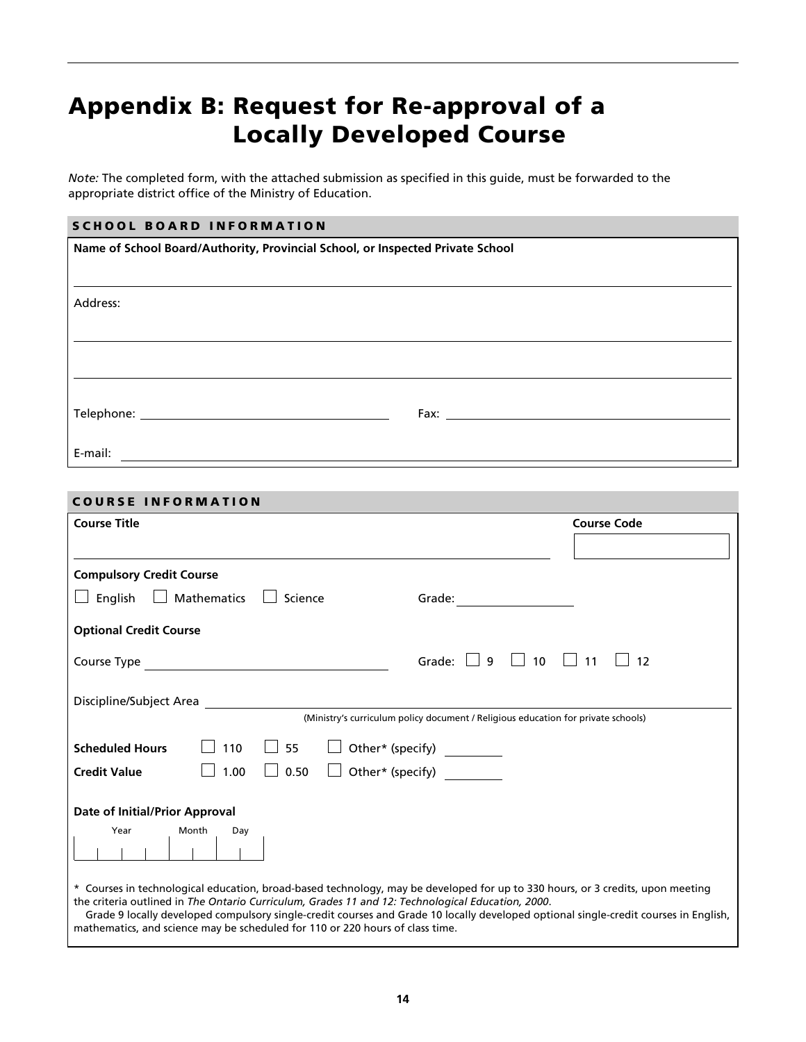# Appendix B: Request for Re-approval of a Locally Developed Course

*Note:* The completed form, with the attached submission as specified in this guide, must be forwarded to the appropriate district office of the Ministry of Education.

## SCHOOL BOARD INFORMATION

**Name of School Board/Authority, Provincial School, or Inspected Private School**

\_\_\_\_\_\_\_\_\_\_\_\_\_\_\_\_\_\_\_\_\_\_\_\_\_\_\_\_\_\_\_\_\_\_\_\_\_\_\_\_

Address:

\_\_\_\_\_\_\_\_\_\_\_\_\_\_\_\_\_\_\_\_\_\_\_\_\_\_\_\_\_\_\_\_\_\_\_\_\_\_\_\_

\_\_\_\_\_\_\_\_\_\_\_\_\_\_\_\_\_\_\_\_\_\_\_\_\_\_\_\_\_\_\_\_\_\_\_\_\_\_\_\_

Telephone: \_\_\_\_\_\_\_\_\_\_\_\_\_\_\_\_\_\_\_\_ Fax: \_\_\_\_\_\_\_\_\_\_\_\_\_\_\_\_\_\_\_\_

E-mail: \_\_\_\_\_\_\_\_\_\_\_\_\_\_\_\_\_\_\_\_\_\_\_\_\_\_\_\_\_\_\_\_\_\_\_\_\_\_\_\_

## COURSE INFORMATION

**Course Title** \_\_\_\_\_\_\_\_\_\_\_\_\_\_\_\_\_\_\_\_ **Course Code** \_\_\_\_\_\_\_\_\_\_

**Compulsory Credit Course**

☐ English ☐ Mathematics ☐ Science Grade: \_\_\_\_\_\_\_\_\_\_

**Optional Credit Course**

Course Type \_\_\_\_\_\_\_\_\_\_\_\_\_\_\_\_\_\_\_\_ Grade: ☐ 9 ☐ 10 ☐ 11 ☐ 12

Discipline/Subject Area \_\_\_\_\_\_\_\_\_\_\_\_\_\_\_\_\_\_\_\_\_\_\_\_\_\_\_\_\_\_\_\_\_\_\_\_\_\_\_\_
(Ministry's curriculum policy document / Religious education for private schools)

**Scheduled Hours** ☐ 110 ☐ 55 ☐ Other* (specify) \_\_\_\_\_\_\_\_\_\_

**Credit Value** ☐ 1.00 ☐ 0.50 ☐ Other* (specify) \_\_\_\_\_\_\_\_\_\_

**Date of Initial/Prior Approval**

| Year | Month | Day |
|---|---|---|
| | | |

\* Courses in technological education, broad-based technology, may be developed for up to 330 hours, or 3 credits, upon meeting the criteria outlined in *The Ontario Curriculum, Grades 11 and 12: Technological Education, 2000*.
Grade 9 locally developed compulsory single-credit courses and Grade 10 locally developed optional single-credit courses in English, mathematics, and science may be scheduled for 110 or 220 hours of class time.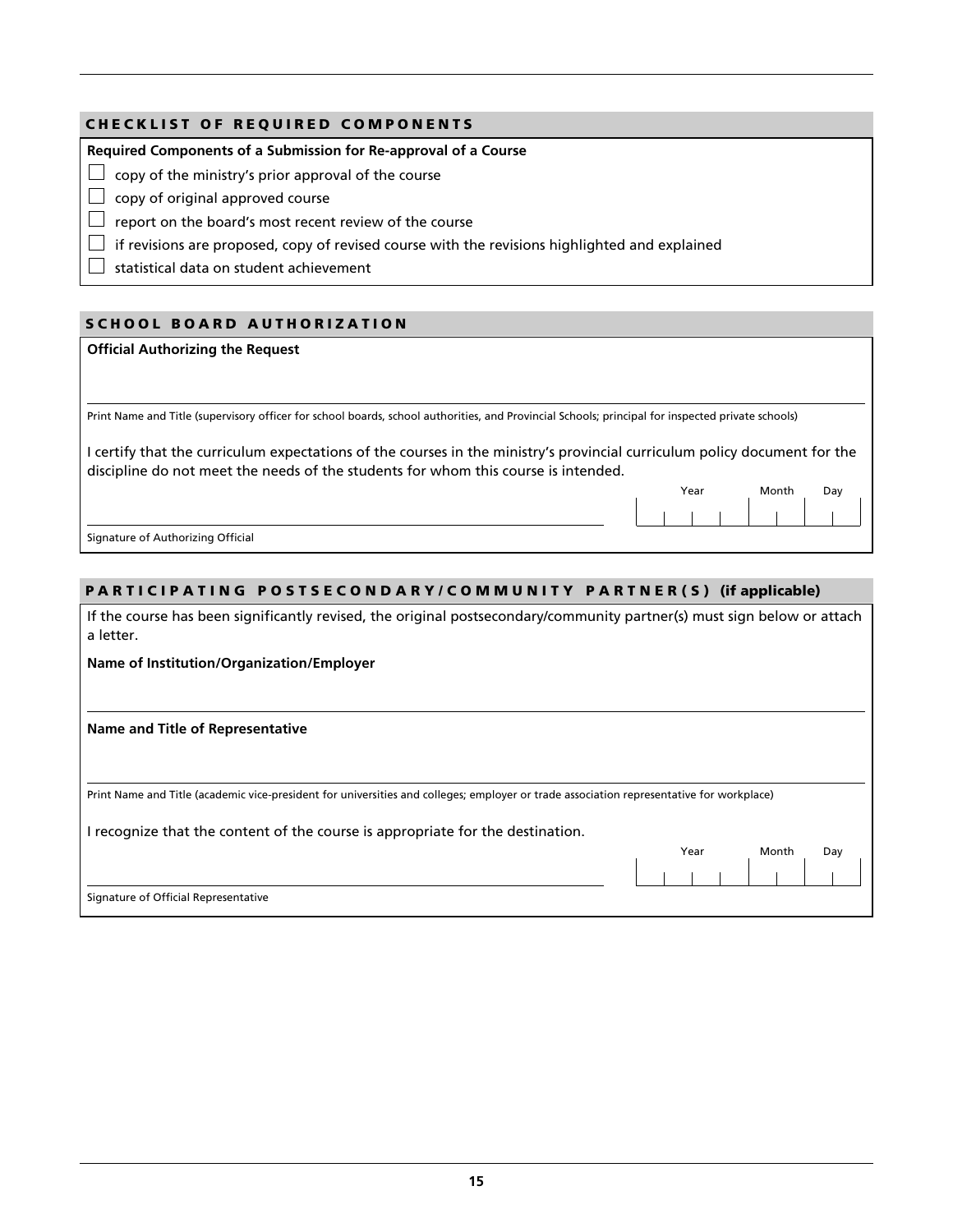## CHECKLIST OF REQUIRED COMPONENTS

**Required Components of a Submission for Re-approval of a Course**

- ☐ copy of the ministry's prior approval of the course
- ☐ copy of original approved course
- ☐ report on the board's most recent review of the course
- ☐ if revisions are proposed, copy of revised course with the revisions highlighted and explained
- ☐ statistical data on student achievement

## SCHOOL BOARD AUTHORIZATION

**Official Authorizing the Request**

Print Name and Title (supervisory officer for school boards, school authorities, and Provincial Schools; principal for inspected private schools)

I certify that the curriculum expectations of the courses in the ministry's provincial curriculum policy document for the discipline do not meet the needs of the students for whom this course is intended.

Year Month Day

Signature of Authorizing Official

## PARTICIPATING POSTSECONDARY/COMMUNITY PARTNER(S) (if applicable)

If the course has been significantly revised, the original postsecondary/community partner(s) must sign below or attach a letter.

**Name of Institution/Organization/Employer**

**Name and Title of Representative**

Print Name and Title (academic vice-president for universities and colleges; employer or trade association representative for workplace)

I recognize that the content of the course is appropriate for the destination.

Year Month Day

Signature of Official Representative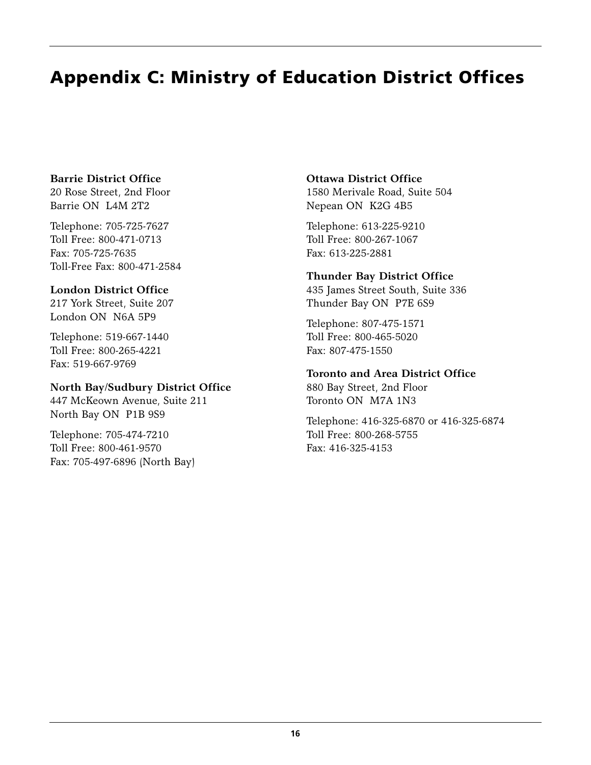# Appendix C: Ministry of Education District Offices

**Barrie District Office**
20 Rose Street, 2nd Floor
Barrie ON L4M 2T2

Telephone: 705-725-7627
Toll Free: 800-471-0713
Fax: 705-725-7635
Toll-Free Fax: 800-471-2584

**London District Office**
217 York Street, Suite 207
London ON N6A 5P9

Telephone: 519-667-1440
Toll Free: 800-265-4221
Fax: 519-667-9769

**North Bay/Sudbury District Office**
447 McKeown Avenue, Suite 211
North Bay ON P1B 9S9

Telephone: 705-474-7210
Toll Free: 800-461-9570
Fax: 705-497-6896 (North Bay)

**Ottawa District Office**
1580 Merivale Road, Suite 504
Nepean ON K2G 4B5

Telephone: 613-225-9210
Toll Free: 800-267-1067
Fax: 613-225-2881

**Thunder Bay District Office**
435 James Street South, Suite 336
Thunder Bay ON P7E 6S9

Telephone: 807-475-1571
Toll Free: 800-465-5020
Fax: 807-475-1550

**Toronto and Area District Office**
880 Bay Street, 2nd Floor
Toronto ON M7A 1N3

Telephone: 416-325-6870 or 416-325-6874
Toll Free: 800-268-5755
Fax: 416-325-4153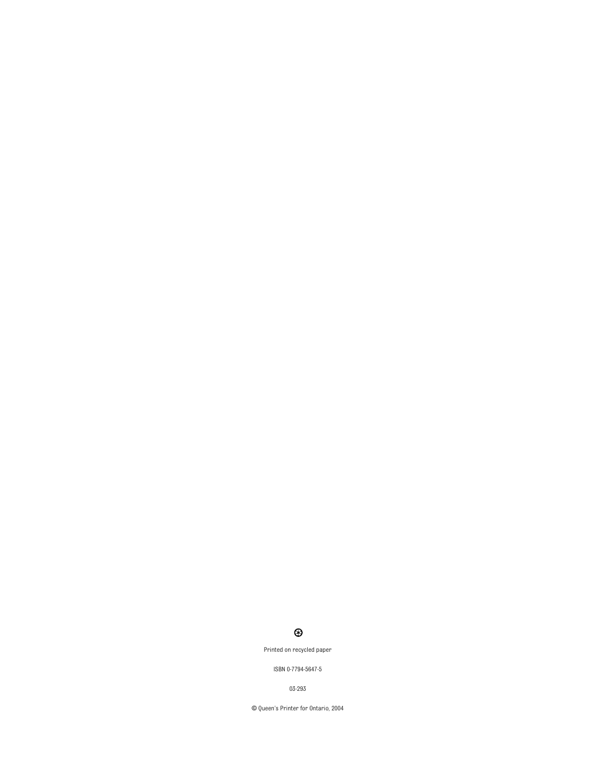Printed on recycled paper

ISBN 0-7794-5647-5

03-293

© Queen's Printer for Ontario, 2004